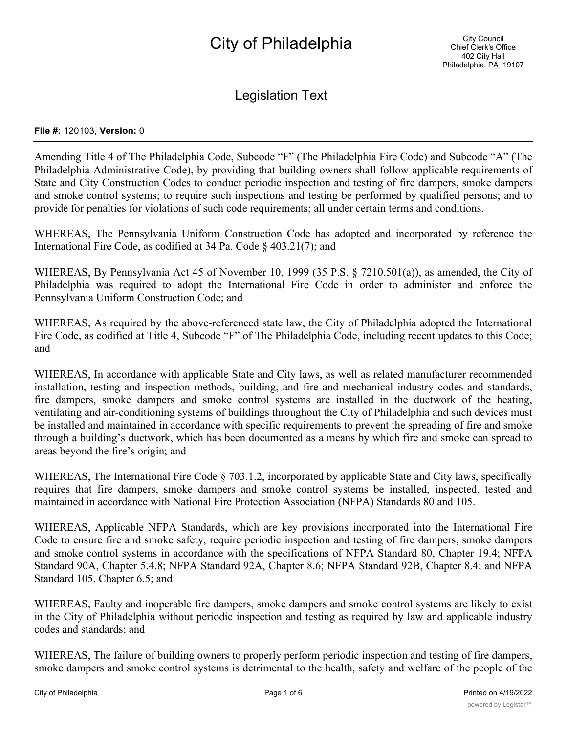# City of Philadelphia

City Council
Chief Clerk's Office
402 City Hall
Philadelphia, PA 19107

## Legislation Text

**File #:** 120103, **Version:** 0

Amending Title 4 of The Philadelphia Code, Subcode "F" (The Philadelphia Fire Code) and Subcode "A" (The Philadelphia Administrative Code), by providing that building owners shall follow applicable requirements of State and City Construction Codes to conduct periodic inspection and testing of fire dampers, smoke dampers and smoke control systems; to require such inspections and testing be performed by qualified persons; and to provide for penalties for violations of such code requirements; all under certain terms and conditions.

WHEREAS, The Pennsylvania Uniform Construction Code has adopted and incorporated by reference the International Fire Code, as codified at 34 Pa. Code § 403.21(7); and

WHEREAS, By Pennsylvania Act 45 of November 10, 1999 (35 P.S. § 7210.501(a)), as amended, the City of Philadelphia was required to adopt the International Fire Code in order to administer and enforce the Pennsylvania Uniform Construction Code; and

WHEREAS, As required by the above-referenced state law, the City of Philadelphia adopted the International Fire Code, as codified at Title 4, Subcode "F" of The Philadelphia Code, <u>including recent updates to this Code</u>; and

WHEREAS, In accordance with applicable State and City laws, as well as related manufacturer recommended installation, testing and inspection methods, building, and fire and mechanical industry codes and standards, fire dampers, smoke dampers and smoke control systems are installed in the ductwork of the heating, ventilating and air-conditioning systems of buildings throughout the City of Philadelphia and such devices must be installed and maintained in accordance with specific requirements to prevent the spreading of fire and smoke through a building's ductwork, which has been documented as a means by which fire and smoke can spread to areas beyond the fire's origin; and

WHEREAS, The International Fire Code § 703.1.2, incorporated by applicable State and City laws, specifically requires that fire dampers, smoke dampers and smoke control systems be installed, inspected, tested and maintained in accordance with National Fire Protection Association (NFPA) Standards 80 and 105.

WHEREAS, Applicable NFPA Standards, which are key provisions incorporated into the International Fire Code to ensure fire and smoke safety, require periodic inspection and testing of fire dampers, smoke dampers and smoke control systems in accordance with the specifications of NFPA Standard 80, Chapter 19.4; NFPA Standard 90A, Chapter 5.4.8; NFPA Standard 92A, Chapter 8.6; NFPA Standard 92B, Chapter 8.4; and NFPA Standard 105, Chapter 6.5; and

WHEREAS, Faulty and inoperable fire dampers, smoke dampers and smoke control systems are likely to exist in the City of Philadelphia without periodic inspection and testing as required by law and applicable industry codes and standards; and

WHEREAS, The failure of building owners to properly perform periodic inspection and testing of fire dampers, smoke dampers and smoke control systems is detrimental to the health, safety and welfare of the people of the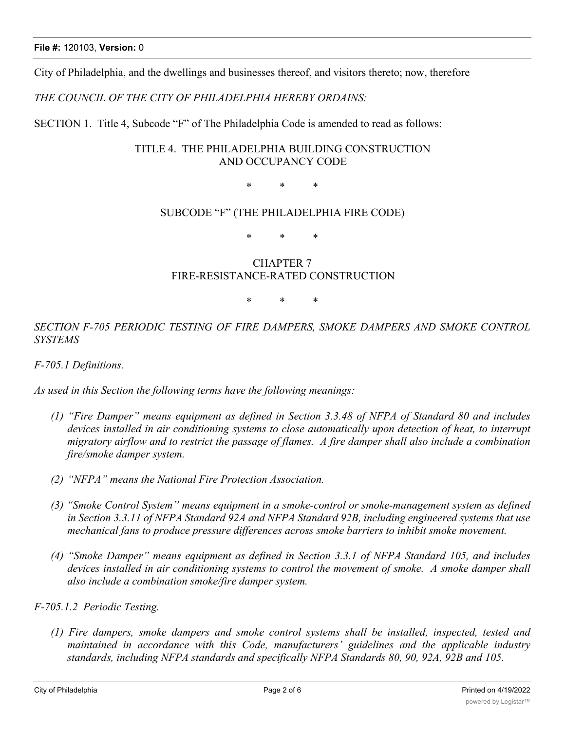City of Philadelphia, and the dwellings and businesses thereof, and visitors thereto; now, therefore

*THE COUNCIL OF THE CITY OF PHILADELPHIA HEREBY ORDAINS:*

SECTION 1. Title 4, Subcode "F" of The Philadelphia Code is amended to read as follows:

TITLE 4. THE PHILADELPHIA BUILDING CONSTRUCTION AND OCCUPANCY CODE

\* \* \*

SUBCODE "F" (THE PHILADELPHIA FIRE CODE)

\* \* \*

CHAPTER 7
FIRE-RESISTANCE-RATED CONSTRUCTION

\* \* \*

*SECTION F-705 PERIODIC TESTING OF FIRE DAMPERS, SMOKE DAMPERS AND SMOKE CONTROL SYSTEMS*

*F-705.1 Definitions.*

*As used in this Section the following terms have the following meanings:*

*(1) "Fire Damper" means equipment as defined in Section 3.3.48 of NFPA of Standard 80 and includes devices installed in air conditioning systems to close automatically upon detection of heat, to interrupt migratory airflow and to restrict the passage of flames. A fire damper shall also include a combination fire/smoke damper system.*

*(2) "NFPA" means the National Fire Protection Association.*

*(3) "Smoke Control System" means equipment in a smoke-control or smoke-management system as defined in Section 3.3.11 of NFPA Standard 92A and NFPA Standard 92B, including engineered systems that use mechanical fans to produce pressure differences across smoke barriers to inhibit smoke movement.*

*(4) "Smoke Damper" means equipment as defined in Section 3.3.1 of NFPA Standard 105, and includes devices installed in air conditioning systems to control the movement of smoke. A smoke damper shall also include a combination smoke/fire damper system.*

*F-705.1.2 Periodic Testing.*

*(1) Fire dampers, smoke dampers and smoke control systems shall be installed, inspected, tested and maintained in accordance with this Code, manufacturers' guidelines and the applicable industry standards, including NFPA standards and specifically NFPA Standards 80, 90, 92A, 92B and 105.*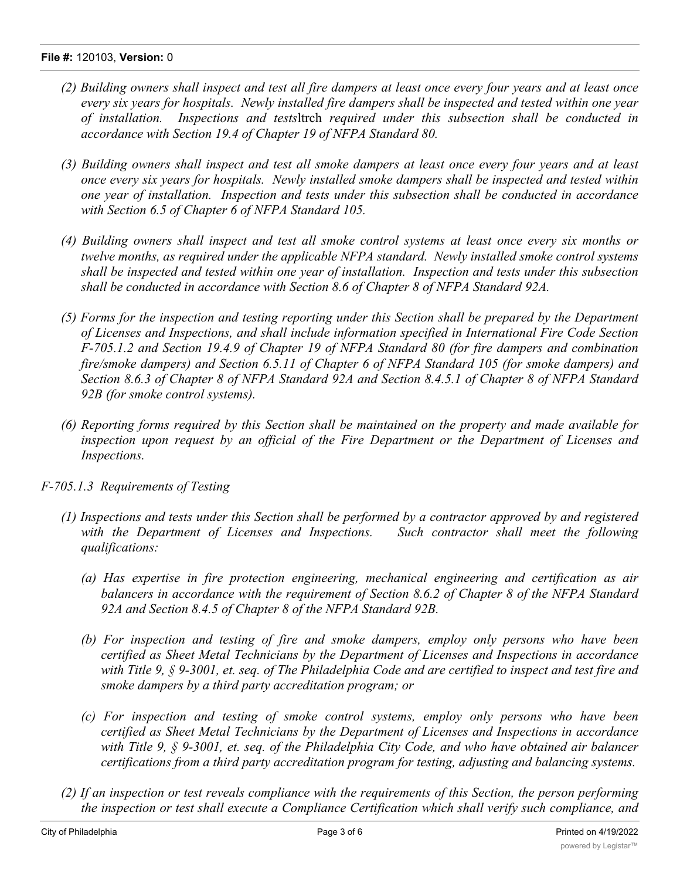*(2) Building owners shall inspect and test all fire dampers at least once every four years and at least once every six years for hospitals. Newly installed fire dampers shall be inspected and tested within one year of installation. Inspections and tests*ltrch *required under this subsection shall be conducted in accordance with Section 19.4 of Chapter 19 of NFPA Standard 80.*

*(3) Building owners shall inspect and test all smoke dampers at least once every four years and at least once every six years for hospitals. Newly installed smoke dampers shall be inspected and tested within one year of installation. Inspection and tests under this subsection shall be conducted in accordance with Section 6.5 of Chapter 6 of NFPA Standard 105.*

*(4) Building owners shall inspect and test all smoke control systems at least once every six months or twelve months, as required under the applicable NFPA standard. Newly installed smoke control systems shall be inspected and tested within one year of installation. Inspection and tests under this subsection shall be conducted in accordance with Section 8.6 of Chapter 8 of NFPA Standard 92A.*

*(5) Forms for the inspection and testing reporting under this Section shall be prepared by the Department of Licenses and Inspections, and shall include information specified in International Fire Code Section F-705.1.2 and Section 19.4.9 of Chapter 19 of NFPA Standard 80 (for fire dampers and combination fire/smoke dampers) and Section 6.5.11 of Chapter 6 of NFPA Standard 105 (for smoke dampers) and Section 8.6.3 of Chapter 8 of NFPA Standard 92A and Section 8.4.5.1 of Chapter 8 of NFPA Standard 92B (for smoke control systems).*

*(6) Reporting forms required by this Section shall be maintained on the property and made available for inspection upon request by an official of the Fire Department or the Department of Licenses and Inspections.*

*F-705.1.3 Requirements of Testing*

*(1) Inspections and tests under this Section shall be performed by a contractor approved by and registered with the Department of Licenses and Inspections. Such contractor shall meet the following qualifications:*

*(a) Has expertise in fire protection engineering, mechanical engineering and certification as air balancers in accordance with the requirement of Section 8.6.2 of Chapter 8 of the NFPA Standard 92A and Section 8.4.5 of Chapter 8 of the NFPA Standard 92B.*

*(b) For inspection and testing of fire and smoke dampers, employ only persons who have been certified as Sheet Metal Technicians by the Department of Licenses and Inspections in accordance with Title 9, § 9-3001, et. seq. of The Philadelphia Code and are certified to inspect and test fire and smoke dampers by a third party accreditation program; or*

*(c) For inspection and testing of smoke control systems, employ only persons who have been certified as Sheet Metal Technicians by the Department of Licenses and Inspections in accordance with Title 9, § 9-3001, et. seq. of the Philadelphia City Code, and who have obtained air balancer certifications from a third party accreditation program for testing, adjusting and balancing systems.*

*(2) If an inspection or test reveals compliance with the requirements of this Section, the person performing the inspection or test shall execute a Compliance Certification which shall verify such compliance, and*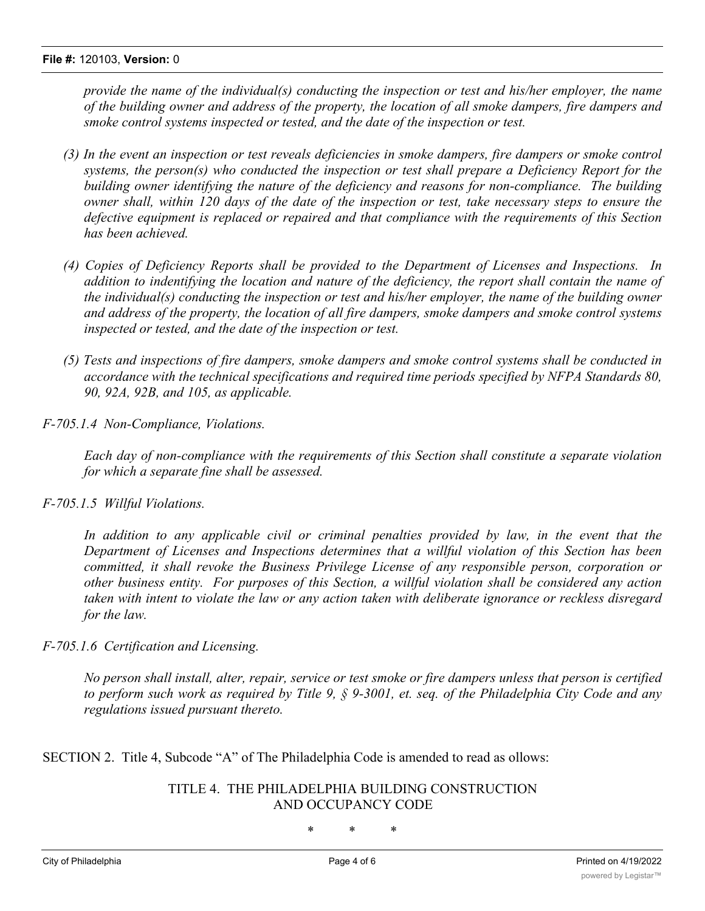*provide the name of the individual(s) conducting the inspection or test and his/her employer, the name of the building owner and address of the property, the location of all smoke dampers, fire dampers and smoke control systems inspected or tested, and the date of the inspection or test.*

*(3) In the event an inspection or test reveals deficiencies in smoke dampers, fire dampers or smoke control systems, the person(s) who conducted the inspection or test shall prepare a Deficiency Report for the building owner identifying the nature of the deficiency and reasons for non-compliance. The building owner shall, within 120 days of the date of the inspection or test, take necessary steps to ensure the defective equipment is replaced or repaired and that compliance with the requirements of this Section has been achieved.*

*(4) Copies of Deficiency Reports shall be provided to the Department of Licenses and Inspections. In addition to indentifying the location and nature of the deficiency, the report shall contain the name of the individual(s) conducting the inspection or test and his/her employer, the name of the building owner and address of the property, the location of all fire dampers, smoke dampers and smoke control systems inspected or tested, and the date of the inspection or test.*

*(5) Tests and inspections of fire dampers, smoke dampers and smoke control systems shall be conducted in accordance with the technical specifications and required time periods specified by NFPA Standards 80, 90, 92A, 92B, and 105, as applicable.*

*F-705.1.4 Non-Compliance, Violations.*

*Each day of non-compliance with the requirements of this Section shall constitute a separate violation for which a separate fine shall be assessed.*

*F-705.1.5 Willful Violations.*

*In addition to any applicable civil or criminal penalties provided by law, in the event that the Department of Licenses and Inspections determines that a willful violation of this Section has been committed, it shall revoke the Business Privilege License of any responsible person, corporation or other business entity. For purposes of this Section, a willful violation shall be considered any action taken with intent to violate the law or any action taken with deliberate ignorance or reckless disregard for the law.*

*F-705.1.6 Certification and Licensing.*

*No person shall install, alter, repair, service or test smoke or fire dampers unless that person is certified to perform such work as required by Title 9, § 9-3001, et. seq. of the Philadelphia City Code and any regulations issued pursuant thereto.*

SECTION 2. Title 4, Subcode "A" of The Philadelphia Code is amended to read as ollows:

TITLE 4. THE PHILADELPHIA BUILDING CONSTRUCTION AND OCCUPANCY CODE

\* \* \*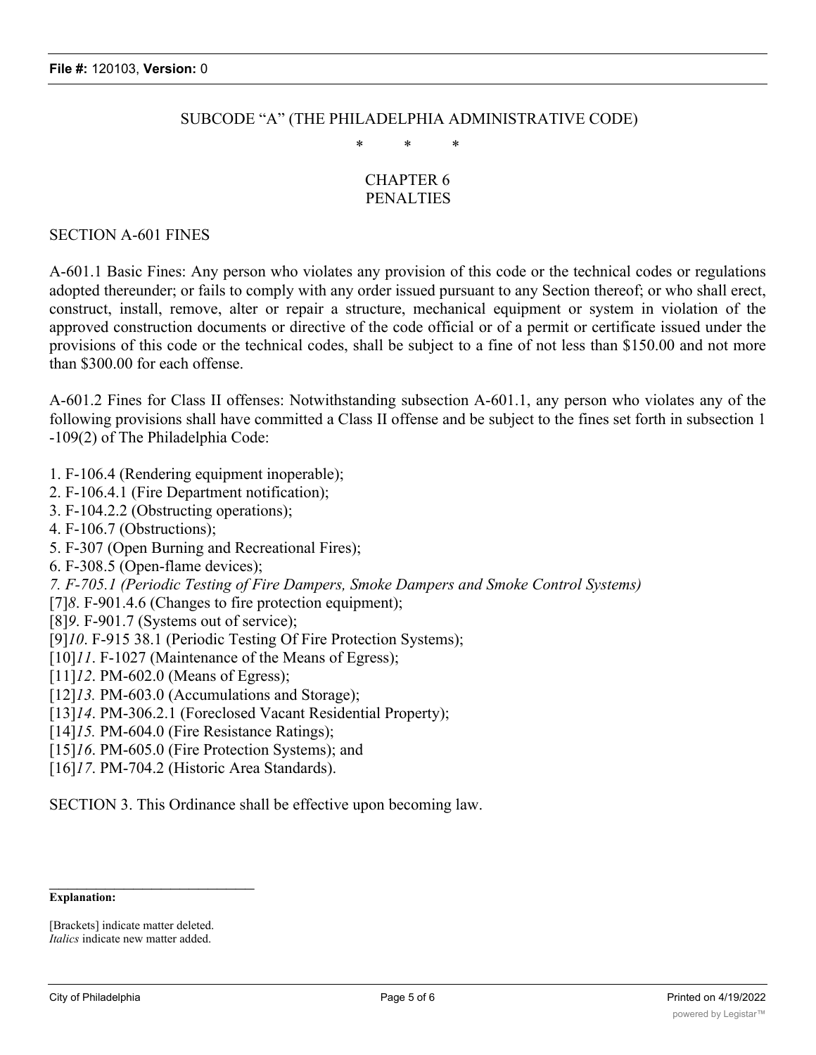SUBCODE "A" (THE PHILADELPHIA ADMINISTRATIVE CODE)

\* \* \*

CHAPTER 6
PENALTIES

SECTION A-601 FINES

A-601.1 Basic Fines: Any person who violates any provision of this code or the technical codes or regulations adopted thereunder; or fails to comply with any order issued pursuant to any Section thereof; or who shall erect, construct, install, remove, alter or repair a structure, mechanical equipment or system in violation of the approved construction documents or directive of the code official or of a permit or certificate issued under the provisions of this code or the technical codes, shall be subject to a fine of not less than $150.00 and not more than $300.00 for each offense.

A-601.2 Fines for Class II offenses: Notwithstanding subsection A-601.1, any person who violates any of the following provisions shall have committed a Class II offense and be subject to the fines set forth in subsection 1-109(2) of The Philadelphia Code:

1. F-106.4 (Rendering equipment inoperable);
2. F-106.4.1 (Fire Department notification);
3. F-104.2.2 (Obstructing operations);
4. F-106.7 (Obstructions);
5. F-307 (Open Burning and Recreational Fires);
6. F-308.5 (Open-flame devices);

*7. F-705.1 (Periodic Testing of Fire Dampers, Smoke Dampers and Smoke Control Systems)*

[7]*8*. F-901.4.6 (Changes to fire protection equipment);

[8]*9*. F-901.7 (Systems out of service);

[9]*10*. F-915 38.1 (Periodic Testing Of Fire Protection Systems);

[10]*11*. F-1027 (Maintenance of the Means of Egress);

[11]*12*. PM-602.0 (Means of Egress);

[12]*13.* PM-603.0 (Accumulations and Storage);

[13]*14*. PM-306.2.1 (Foreclosed Vacant Residential Property);

[14]*15.* PM-604.0 (Fire Resistance Ratings);

[15]*16*. PM-605.0 (Fire Protection Systems); and

[16]*17*. PM-704.2 (Historic Area Standards).

SECTION 3. This Ordinance shall be effective upon becoming law.

---

**Explanation:**

[Brackets] indicate matter deleted.
*Italics* indicate new matter added.